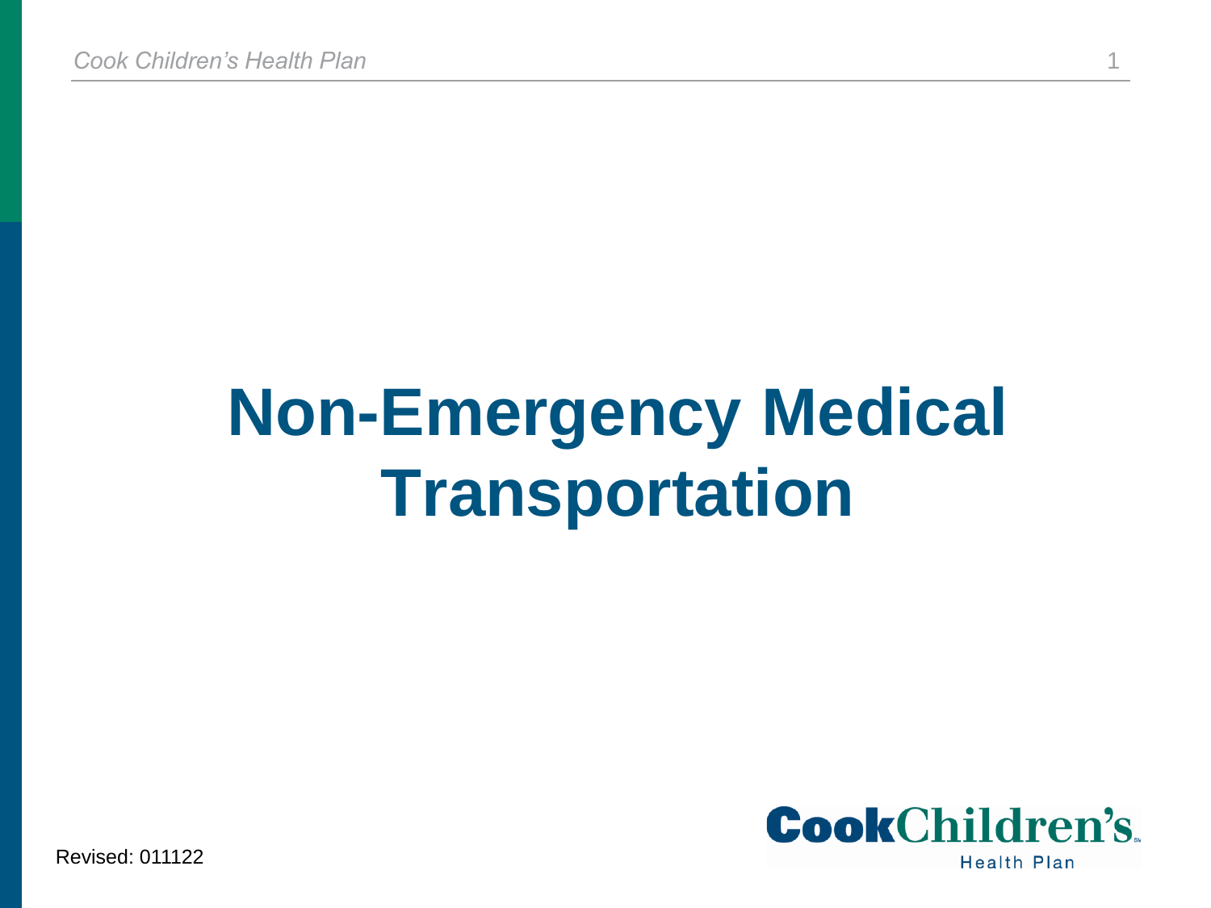# Non-Emergency Medical Transportation

Revised: 011122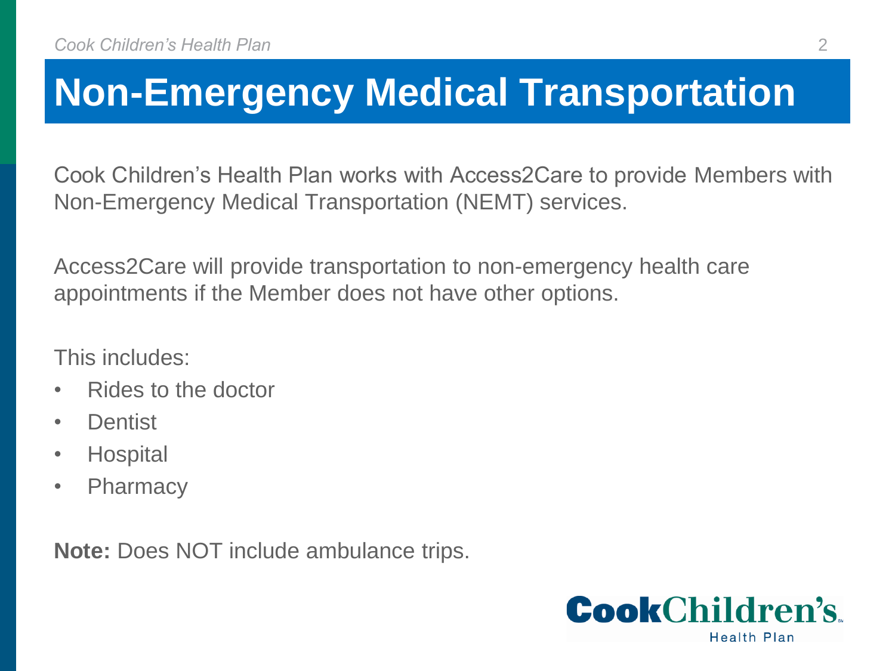# Non-Emergency Medical Transportation

Cook Children's Health Plan works with Access2Care to provide Members with Non-Emergency Medical Transportation (NEMT) services.

Access2Care will provide transportation to non-emergency health care appointments if the Member does not have other options.

This includes:

- Rides to the doctor
- Dentist
- Hospital
- Pharmacy

**Note:** Does NOT include ambulance trips.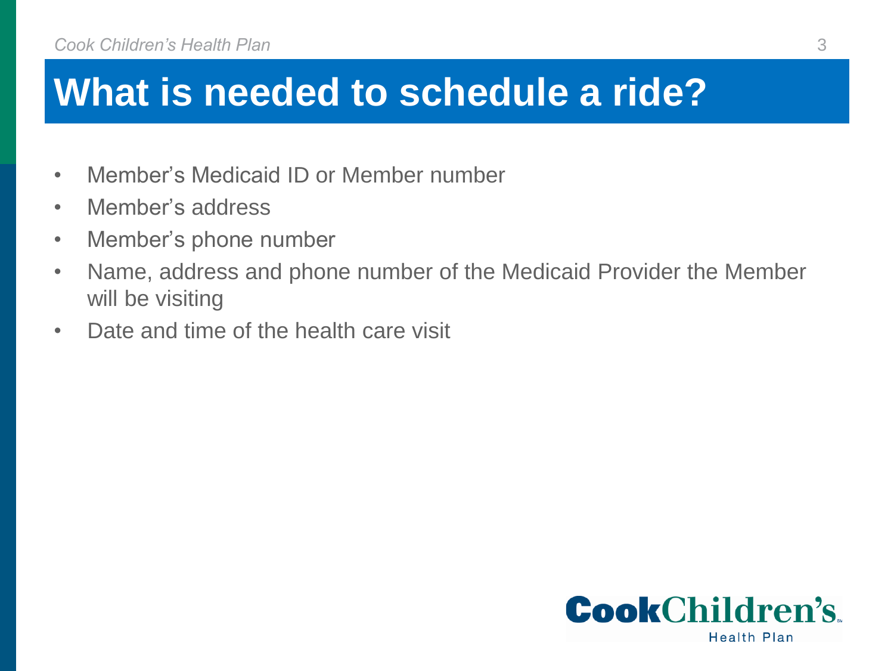# What is needed to schedule a ride?

- Member's Medicaid ID or Member number
- Member's address
- Member's phone number
- Name, address and phone number of the Medicaid Provider the Member will be visiting
- Date and time of the health care visit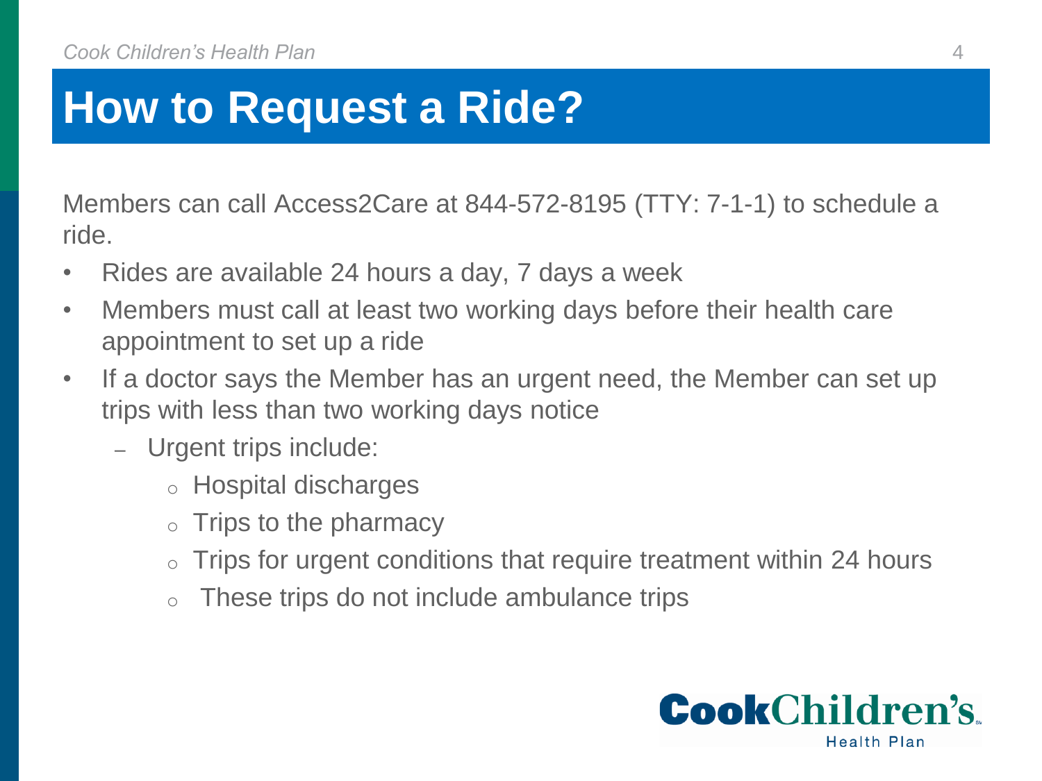# How to Request a Ride?

Members can call Access2Care at 844-572-8195 (TTY: 7-1-1) to schedule a ride.

- Rides are available 24 hours a day, 7 days a week
- Members must call at least two working days before their health care appointment to set up a ride
- If a doctor says the Member has an urgent need, the Member can set up trips with less than two working days notice
  - Urgent trips include:
    - Hospital discharges
    - Trips to the pharmacy
    - Trips for urgent conditions that require treatment within 24 hours
    - These trips do not include ambulance trips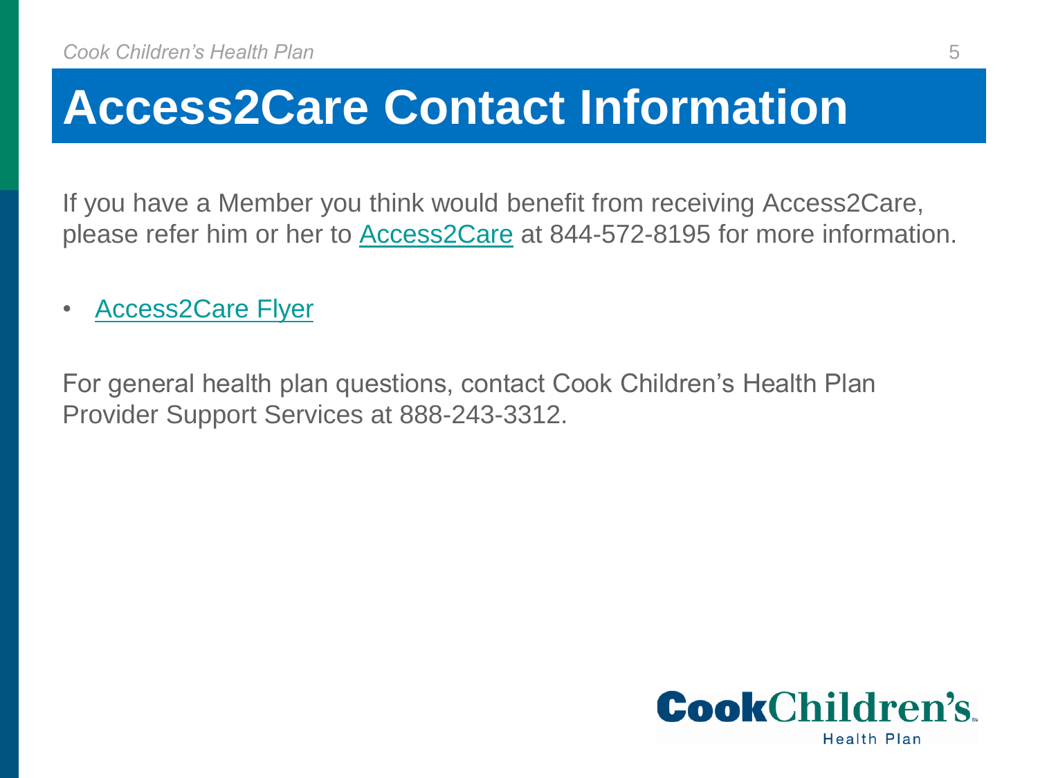# Access2Care Contact Information

If you have a Member you think would benefit from receiving Access2Care, please refer him or her to Access2Care at 844-572-8195 for more information.

- Access2Care Flyer

For general health plan questions, contact Cook Children's Health Plan Provider Support Services at 888-243-3312.